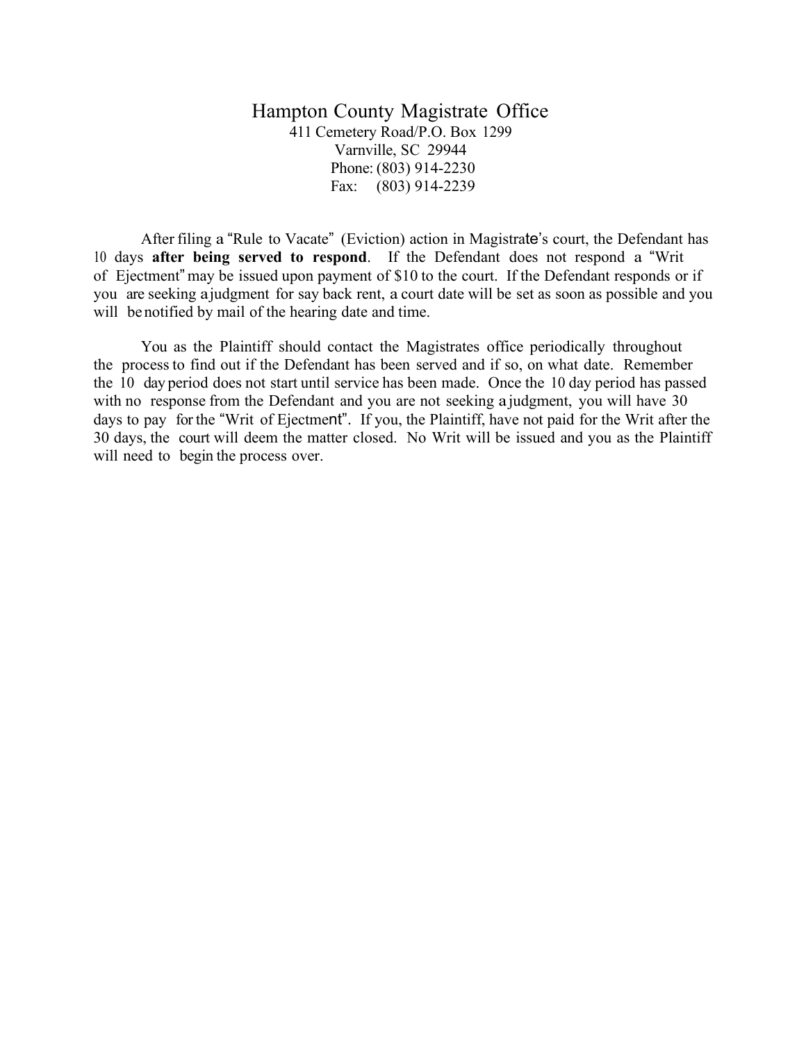# Hampton County Magistrate Office

411 Cemetery Road/P.O. Box 1299
Varnville, SC 29944
Phone: (803) 914-2230
Fax: (803) 914-2239

After filing a "Rule to Vacate" (Eviction) action in Magistrate's court, the Defendant has 10 days **after being served to respond**. If the Defendant does not respond a "Writ of Ejectment" may be issued upon payment of $10 to the court. If the Defendant responds or if you are seeking a judgment for say back rent, a court date will be set as soon as possible and you will be notified by mail of the hearing date and time.

You as the Plaintiff should contact the Magistrates office periodically throughout the process to find out if the Defendant has been served and if so, on what date. Remember the 10 day period does not start until service has been made. Once the 10 day period has passed with no response from the Defendant and you are not seeking a judgment, you will have 30 days to pay for the "Writ of Ejectment". If you, the Plaintiff, have not paid for the Writ after the 30 days, the court will deem the matter closed. No Writ will be issued and you as the Plaintiff will need to begin the process over.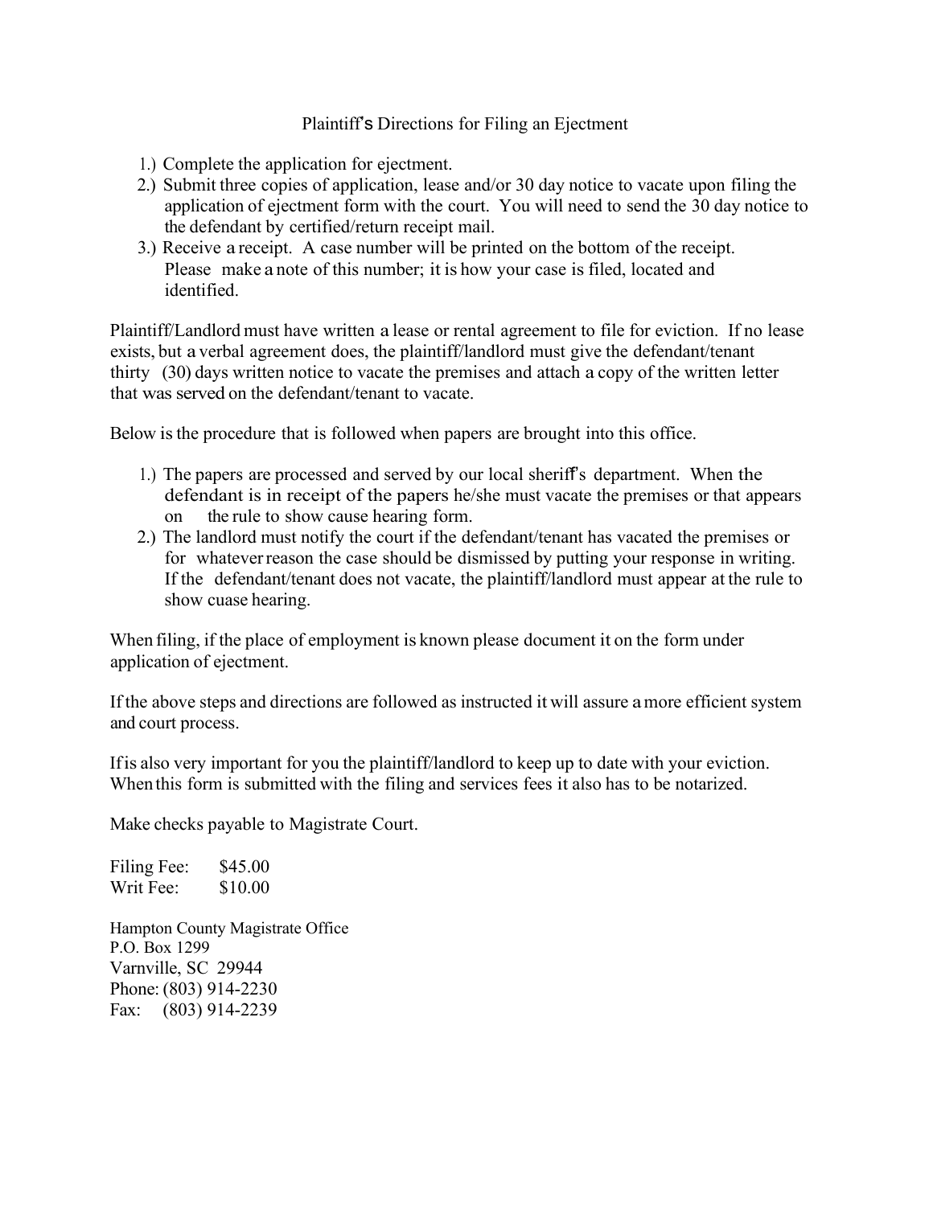# Plaintiff's Directions for Filing an Ejectment

1.) Complete the application for ejectment.
2.) Submit three copies of application, lease and/or 30 day notice to vacate upon filing the application of ejectment form with the court. You will need to send the 30 day notice to the defendant by certified/return receipt mail.
3.) Receive a receipt. A case number will be printed on the bottom of the receipt. Please make a note of this number; it is how your case is filed, located and identified.

Plaintiff/Landlord must have written a lease or rental agreement to file for eviction. If no lease exists, but a verbal agreement does, the plaintiff/landlord must give the defendant/tenant thirty (30) days written notice to vacate the premises and attach a copy of the written letter that was served on the defendant/tenant to vacate.

Below is the procedure that is followed when papers are brought into this office.

1.) The papers are processed and served by our local sheriff's department. When the defendant is in receipt of the papers he/she must vacate the premises or that appears on the rule to show cause hearing form.
2.) The landlord must notify the court if the defendant/tenant has vacated the premises or for whatever reason the case should be dismissed by putting your response in writing. If the defendant/tenant does not vacate, the plaintiff/landlord must appear at the rule to show cuase hearing.

When filing, if the place of employment is known please document it on the form under application of ejectment.

If the above steps and directions are followed as instructed it will assure a more efficient system and court process.

If is also very important for you the plaintiff/landlord to keep up to date with your eviction. When this form is submitted with the filing and services fees it also has to be notarized.

Make checks payable to Magistrate Court.

Filing Fee: $45.00
Writ Fee: $10.00

Hampton County Magistrate Office
P.O. Box 1299
Varnville, SC 29944
Phone: (803) 914-2230
Fax: (803) 914-2239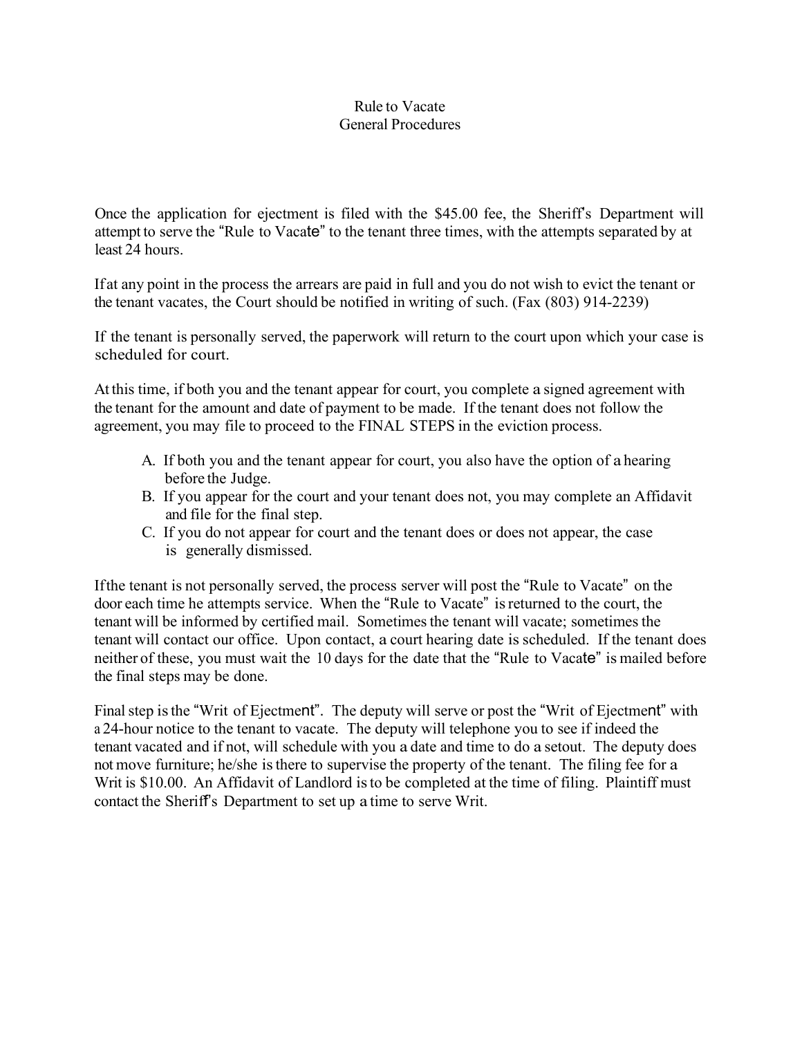# Rule to Vacate
## General Procedures

Once the application for ejectment is filed with the $45.00 fee, the Sheriff's Department will attempt to serve the "Rule to Vacate" to the tenant three times, with the attempts separated by at least 24 hours.

If at any point in the process the arrears are paid in full and you do not wish to evict the tenant or the tenant vacates, the Court should be notified in writing of such. (Fax (803) 914-2239)

If the tenant is personally served, the paperwork will return to the court upon which your case is scheduled for court.

At this time, if both you and the tenant appear for court, you complete a signed agreement with the tenant for the amount and date of payment to be made. If the tenant does not follow the agreement, you may file to proceed to the FINAL STEPS in the eviction process.

A. If both you and the tenant appear for court, you also have the option of a hearing before the Judge.
B. If you appear for the court and your tenant does not, you may complete an Affidavit and file for the final step.
C. If you do not appear for court and the tenant does or does not appear, the case is generally dismissed.

If the tenant is not personally served, the process server will post the "Rule to Vacate" on the door each time he attempts service. When the "Rule to Vacate" is returned to the court, the tenant will be informed by certified mail. Sometimes the tenant will vacate; sometimes the tenant will contact our office. Upon contact, a court hearing date is scheduled. If the tenant does neither of these, you must wait the 10 days for the date that the "Rule to Vacate" is mailed before the final steps may be done.

Final step is the "Writ of Ejectment". The deputy will serve or post the "Writ of Ejectment" with a 24-hour notice to the tenant to vacate. The deputy will telephone you to see if indeed the tenant vacated and if not, will schedule with you a date and time to do a setout. The deputy does not move furniture; he/she is there to supervise the property of the tenant. The filing fee for a Writ is $10.00. An Affidavit of Landlord is to be completed at the time of filing. Plaintiff must contact the Sheriff's Department to set up a time to serve Writ.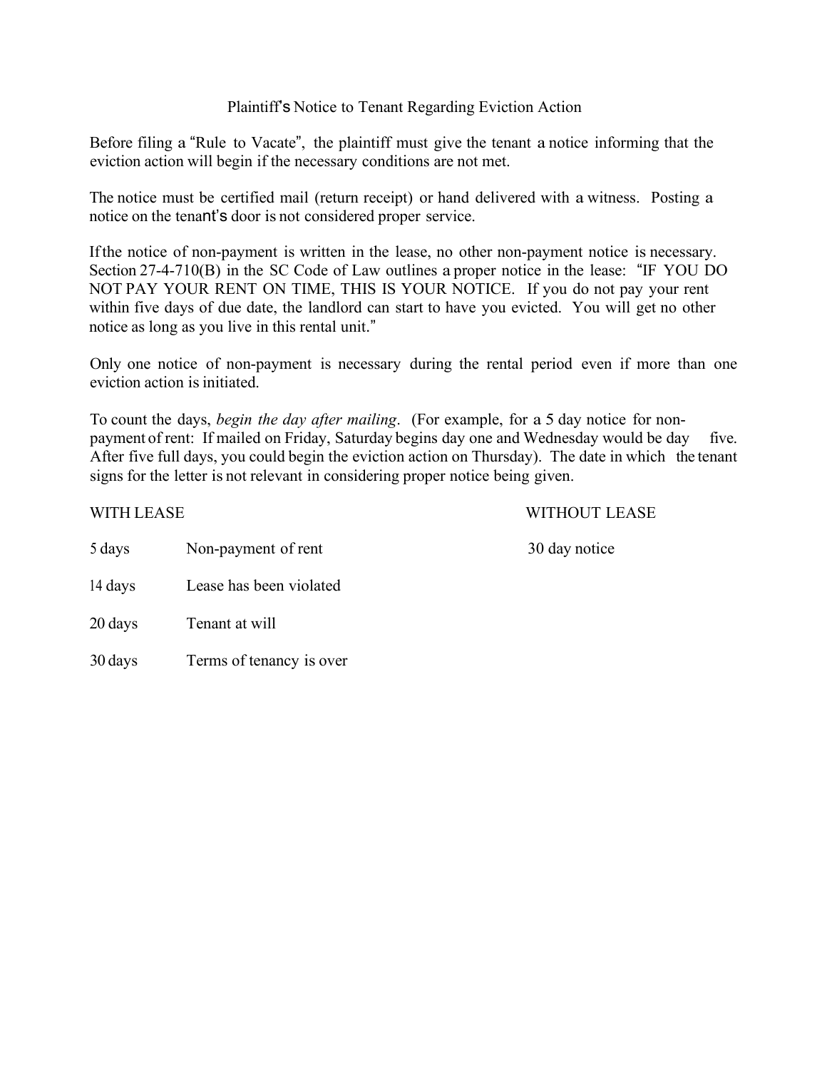# Plaintiff's Notice to Tenant Regarding Eviction Action

Before filing a "Rule to Vacate", the plaintiff must give the tenant a notice informing that the eviction action will begin if the necessary conditions are not met.

The notice must be certified mail (return receipt) or hand delivered with a witness. Posting a notice on the tenant's door is not considered proper service.

If the notice of non-payment is written in the lease, no other non-payment notice is necessary. Section 27-4-710(B) in the SC Code of Law outlines a proper notice in the lease: "IF YOU DO NOT PAY YOUR RENT ON TIME, THIS IS YOUR NOTICE. If you do not pay your rent within five days of due date, the landlord can start to have you evicted. You will get no other notice as long as you live in this rental unit."

Only one notice of non-payment is necessary during the rental period even if more than one eviction action is initiated.

To count the days, *begin the day after mailing*. (For example, for a 5 day notice for non-payment of rent: If mailed on Friday, Saturday begins day one and Wednesday would be day five. After five full days, you could begin the eviction action on Thursday). The date in which the tenant signs for the letter is not relevant in considering proper notice being given.

| WITH LEASE | | WITHOUT LEASE |
|---|---|---|
| 5 days | Non-payment of rent | 30 day notice |
| 14 days | Lease has been violated | |
| 20 days | Tenant at will | |
| 30 days | Terms of tenancy is over | |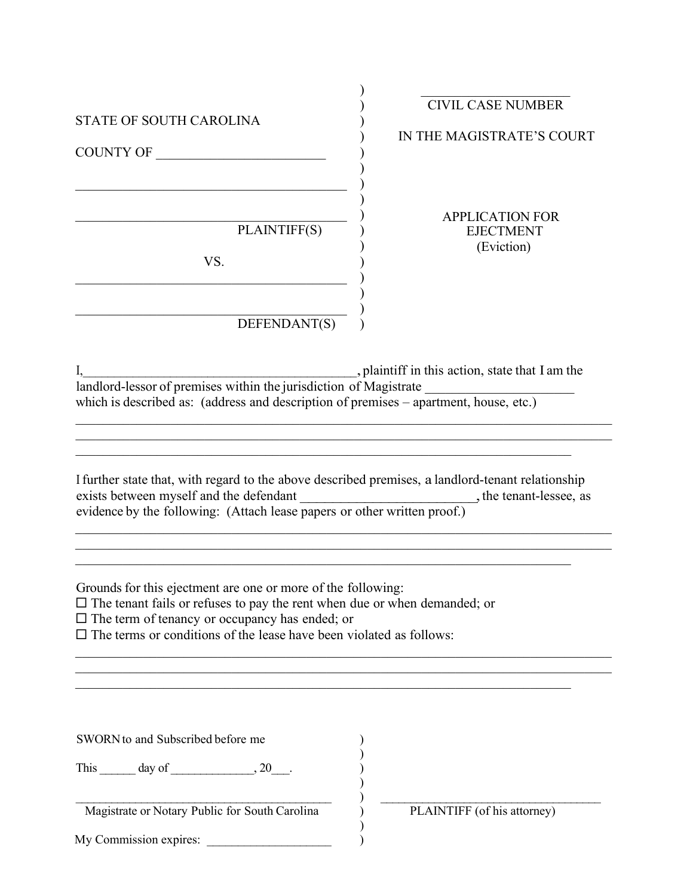STATE OF SOUTH CAROLINA

COUNTY OF _________________________

_________________________________________

_________________________________________

PLAINTIFF(S)

VS.

_________________________________________

_________________________________________

DEFENDANT(S)

_____________________

CIVIL CASE NUMBER

IN THE MAGISTRATE'S COURT

APPLICATION FOR EJECTMENT (Eviction)

I,_________________________________________, plaintiff in this action, state that I am the landlord-lessor of premises within the jurisdiction of Magistrate ______________________ which is described as: (address and description of premises – apartment, house, etc.)

_____________________________________________________________________________

_____________________________________________________________________________

_________________________________________________________________________

I further state that, with regard to the above described premises, a landlord-tenant relationship exists between myself and the defendant _________________________, the tenant-lessee, as evidence by the following: (Attach lease papers or other written proof.)

_____________________________________________________________________________

_____________________________________________________________________________

_________________________________________________________________________

Grounds for this ejectment are one or more of the following:

- ☐ The tenant fails or refuses to pay the rent when due or when demanded; or
- ☐ The term of tenancy or occupancy has ended; or
- ☐ The terms or conditions of the lease have been violated as follows:

_____________________________________________________________________________

_____________________________________________________________________________

_________________________________________________________________________

SWORN to and Subscribed before me

This ______ day of ______________, 20___.

_____________________________________________

Magistrate or Notary Public for South Carolina

My Commission expires: ____________________

_____________________________________

PLAINTIFF (of his attorney)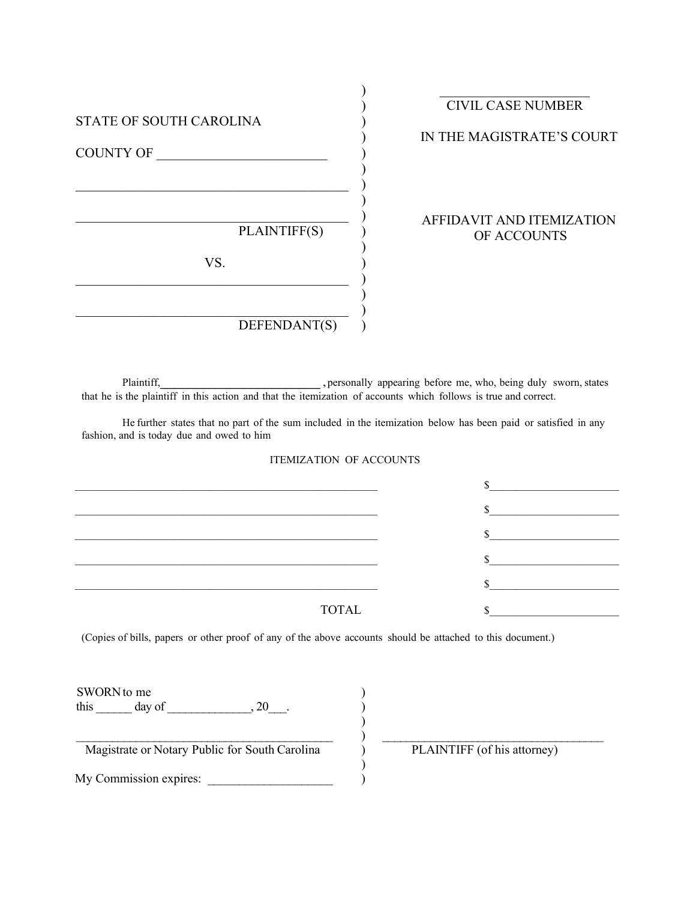STATE OF SOUTH CAROLINA

COUNTY OF \_\_\_\_\_\_\_\_\_\_\_\_\_\_\_\_\_\_\_\_\_\_\_\_\_\_

\_\_\_\_\_\_\_\_\_\_\_\_\_\_\_\_\_\_\_\_\_\_\_\_\_\_\_\_\_\_\_\_\_\_\_\_\_\_\_\_\_\_\_\_

\_\_\_\_\_\_\_\_\_\_\_\_\_\_\_\_\_\_\_\_\_\_\_\_\_\_\_\_\_\_\_\_\_\_\_\_\_\_\_\_\_\_\_\_

PLAINTIFF(S)

VS.

\_\_\_\_\_\_\_\_\_\_\_\_\_\_\_\_\_\_\_\_\_\_\_\_\_\_\_\_\_\_\_\_\_\_\_\_\_\_\_\_\_\_\_\_

\_\_\_\_\_\_\_\_\_\_\_\_\_\_\_\_\_\_\_\_\_\_\_\_\_\_\_\_\_\_\_\_\_\_\_\_\_\_\_\_\_\_\_\_

DEFENDANT(S)

\_\_\_\_\_\_\_\_\_\_\_\_\_\_\_\_\_\_\_\_\_\_\_\_\_\_

CIVIL CASE NUMBER

IN THE MAGISTRATE'S COURT

# AFFIDAVIT AND ITEMIZATION OF ACCOUNTS

Plaintiff, \_\_\_\_\_\_\_\_\_\_\_\_\_\_\_\_\_\_\_\_\_\_\_\_\_\_\_\_, personally appearing before me, who, being duly sworn, states that he is the plaintiff in this action and that the itemization of accounts which follows is true and correct.

He further states that no part of the sum included in the itemization below has been paid or satisfied in any fashion, and is today due and owed to him

## ITEMIZATION OF ACCOUNTS

| | |
|---|---|
| \_\_\_\_\_\_\_\_\_\_\_\_\_\_\_\_\_\_\_\_\_\_\_\_\_\_\_\_\_\_\_\_\_\_\_\_\_\_\_\_\_\_\_\_ | $\_\_\_\_\_\_\_\_\_\_\_\_\_\_\_\_\_\_\_\_\_\_ |
| \_\_\_\_\_\_\_\_\_\_\_\_\_\_\_\_\_\_\_\_\_\_\_\_\_\_\_\_\_\_\_\_\_\_\_\_\_\_\_\_\_\_\_\_ | $\_\_\_\_\_\_\_\_\_\_\_\_\_\_\_\_\_\_\_\_\_\_ |
| \_\_\_\_\_\_\_\_\_\_\_\_\_\_\_\_\_\_\_\_\_\_\_\_\_\_\_\_\_\_\_\_\_\_\_\_\_\_\_\_\_\_\_\_ | $\_\_\_\_\_\_\_\_\_\_\_\_\_\_\_\_\_\_\_\_\_\_ |
| \_\_\_\_\_\_\_\_\_\_\_\_\_\_\_\_\_\_\_\_\_\_\_\_\_\_\_\_\_\_\_\_\_\_\_\_\_\_\_\_\_\_\_\_ | $\_\_\_\_\_\_\_\_\_\_\_\_\_\_\_\_\_\_\_\_\_\_ |
| \_\_\_\_\_\_\_\_\_\_\_\_\_\_\_\_\_\_\_\_\_\_\_\_\_\_\_\_\_\_\_\_\_\_\_\_\_\_\_\_\_\_\_\_ | $\_\_\_\_\_\_\_\_\_\_\_\_\_\_\_\_\_\_\_\_\_\_ |
| TOTAL | $\_\_\_\_\_\_\_\_\_\_\_\_\_\_\_\_\_\_\_\_\_\_ |

(Copies of bills, papers or other proof of any of the above accounts should be attached to this document.)

SWORN to me
this \_\_\_\_\_\_ day of \_\_\_\_\_\_\_\_\_\_\_\_\_\_, 20\_\_\_.

\_\_\_\_\_\_\_\_\_\_\_\_\_\_\_\_\_\_\_\_\_\_\_\_\_\_\_\_\_\_\_\_\_\_\_\_\_\_\_\_\_\_\_\_
Magistrate or Notary Public for South Carolina

My Commission expires: \_\_\_\_\_\_\_\_\_\_\_\_\_\_\_\_\_\_\_\_

\_\_\_\_\_\_\_\_\_\_\_\_\_\_\_\_\_\_\_\_\_\_\_\_\_\_\_\_\_\_\_\_\_\_\_\_\_\_
PLAINTIFF (of his attorney)